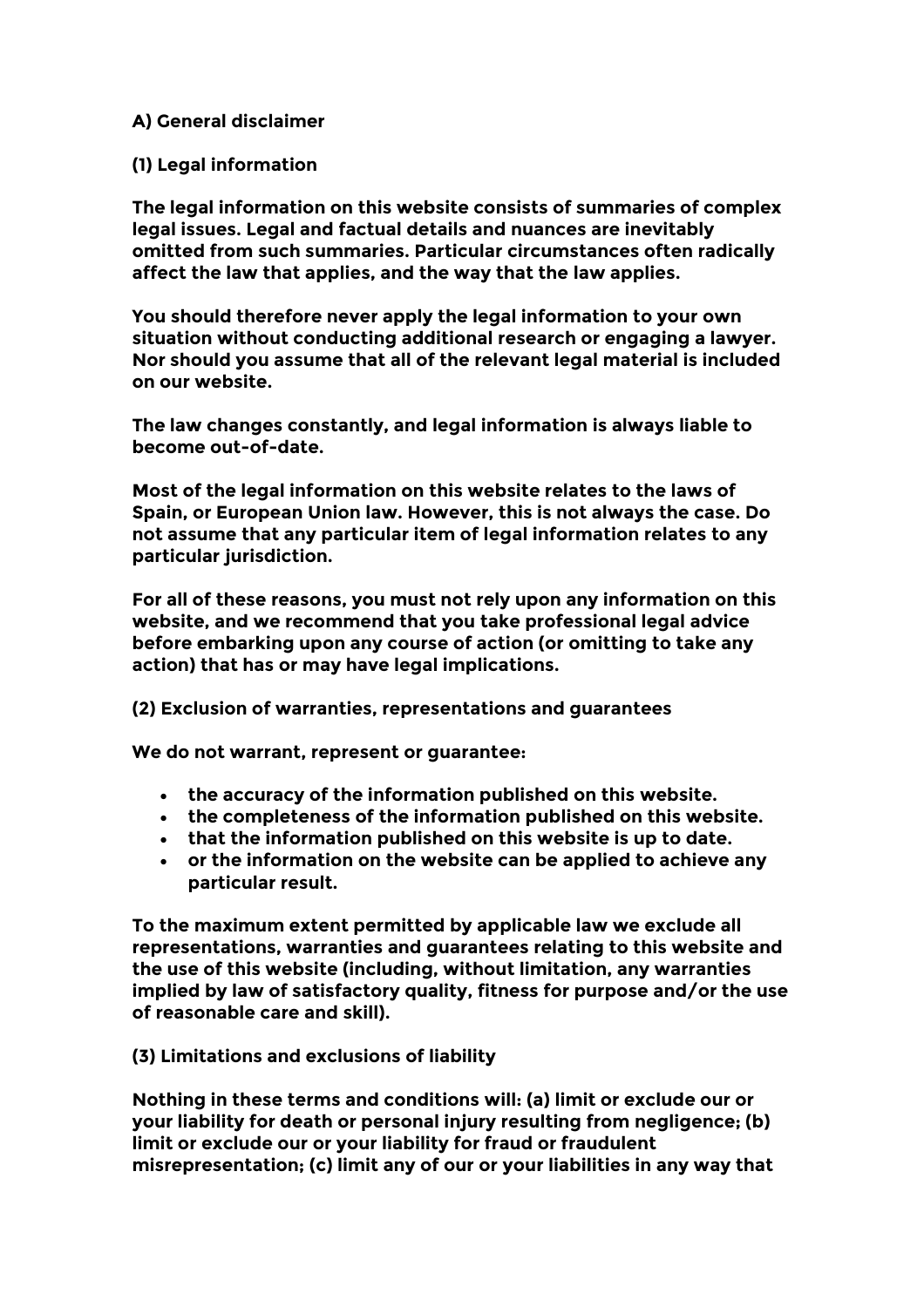## A) General disclaimer

### (1) Legal information

**The legal information on this website consists of summaries of complex legal issues. Legal and factual details and nuances are inevitably omitted from such summaries. Particular circumstances often radically affect the law that applies, and the way that the law applies.**

**You should therefore never apply the legal information to your own situation without conducting additional research or engaging a lawyer. Nor should you assume that all of the relevant legal material is included on our website.**

**The law changes constantly, and legal information is always liable to become out-of-date.**

**Most of the legal information on this website relates to the laws of Spain, or European Union law. However, this is not always the case. Do not assume that any particular item of legal information relates to any particular jurisdiction.**

**For all of these reasons, you must not rely upon any information on this website, and we recommend that you take professional legal advice before embarking upon any course of action (or omitting to take any action) that has or may have legal implications.**

### (2) Exclusion of warranties, representations and guarantees

**We do not warrant, represent or guarantee:**

- **the accuracy of the information published on this website.**
- **the completeness of the information published on this website.**
- **that the information published on this website is up to date.**
- **or the information on the website can be applied to achieve any particular result.**

**To the maximum extent permitted by applicable law we exclude all representations, warranties and guarantees relating to this website and the use of this website (including, without limitation, any warranties implied by law of satisfactory quality, fitness for purpose and/or the use of reasonable care and skill).**

### (3) Limitations and exclusions of liability

**Nothing in these terms and conditions will: (a) limit or exclude our or your liability for death or personal injury resulting from negligence; (b) limit or exclude our or your liability for fraud or fraudulent misrepresentation; (c) limit any of our or your liabilities in any way that**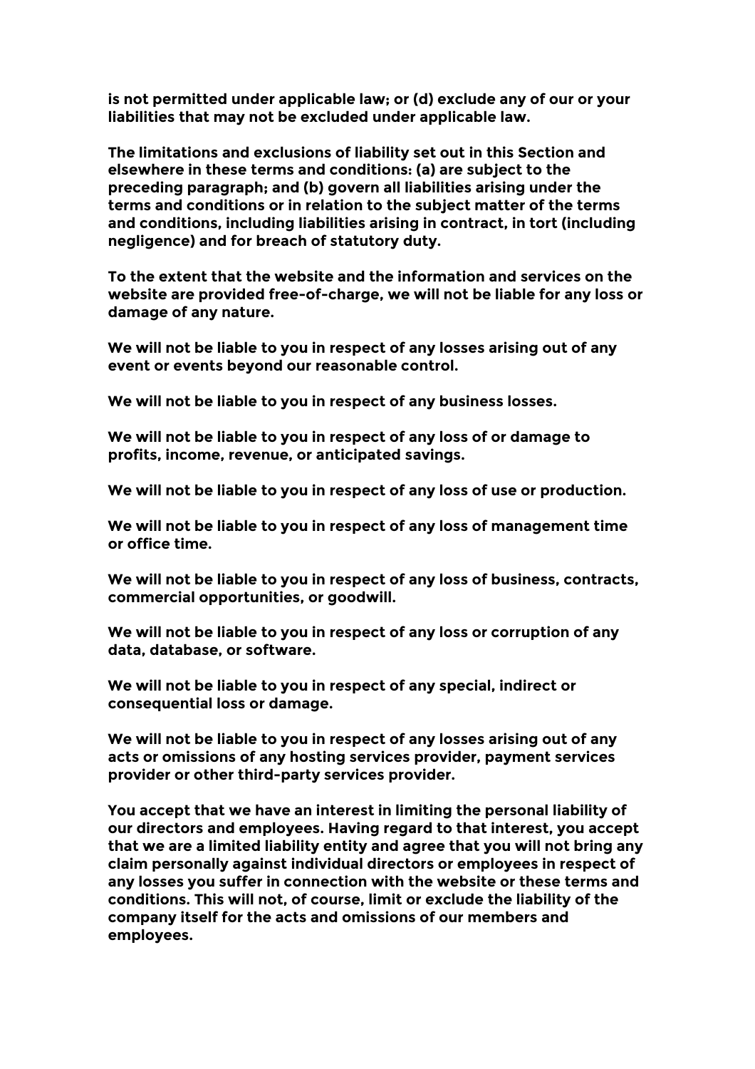**is not permitted under applicable law; or (d) exclude any of our or your liabilities that may not be excluded under applicable law.**

**The limitations and exclusions of liability set out in this Section and elsewhere in these terms and conditions: (a) are subject to the preceding paragraph; and (b) govern all liabilities arising under the terms and conditions or in relation to the subject matter of the terms and conditions, including liabilities arising in contract, in tort (including negligence) and for breach of statutory duty.**

**To the extent that the website and the information and services on the website are provided free-of-charge, we will not be liable for any loss or damage of any nature.**

**We will not be liable to you in respect of any losses arising out of any event or events beyond our reasonable control.**

**We will not be liable to you in respect of any business losses.**

**We will not be liable to you in respect of any loss of or damage to profits, income, revenue, or anticipated savings.**

**We will not be liable to you in respect of any loss of use or production.**

**We will not be liable to you in respect of any loss of management time or office time.**

**We will not be liable to you in respect of any loss of business, contracts, commercial opportunities, or goodwill.**

**We will not be liable to you in respect of any loss or corruption of any data, database, or software.**

**We will not be liable to you in respect of any special, indirect or consequential loss or damage.**

**We will not be liable to you in respect of any losses arising out of any acts or omissions of any hosting services provider, payment services provider or other third-party services provider.**

**You accept that we have an interest in limiting the personal liability of our directors and employees. Having regard to that interest, you accept that we are a limited liability entity and agree that you will not bring any claim personally against individual directors or employees in respect of any losses you suffer in connection with the website or these terms and conditions. This will not, of course, limit or exclude the liability of the company itself for the acts and omissions of our members and employees.**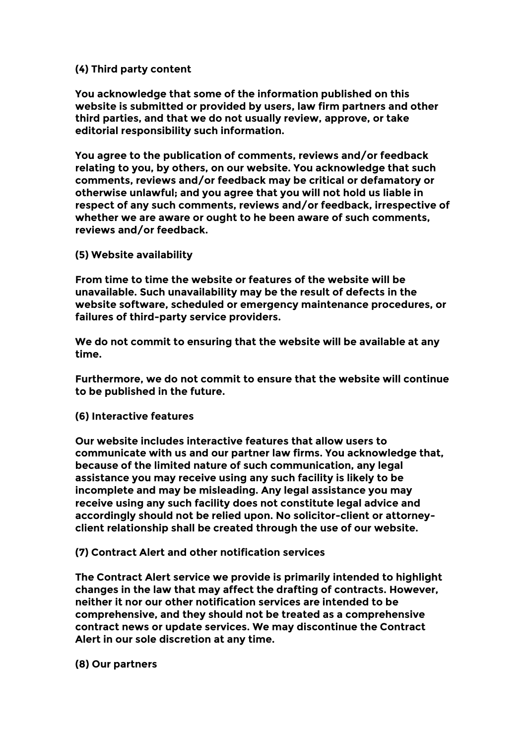**(4) Third party content**

**You acknowledge that some of the information published on this website is submitted or provided by users, law firm partners and other third parties, and that we do not usually review, approve, or take editorial responsibility such information.**

**You agree to the publication of comments, reviews and/or feedback relating to you, by others, on our website. You acknowledge that such comments, reviews and/or feedback may be critical or defamatory or otherwise unlawful; and you agree that you will not hold us liable in respect of any such comments, reviews and/or feedback, irrespective of whether we are aware or ought to he been aware of such comments, reviews and/or feedback.**

**(5) Website availability**

**From time to time the website or features of the website will be unavailable. Such unavailability may be the result of defects in the website software, scheduled or emergency maintenance procedures, or failures of third-party service providers.**

**We do not commit to ensuring that the website will be available at any time.**

**Furthermore, we do not commit to ensure that the website will continue to be published in the future.**

**(6) Interactive features**

**Our website includes interactive features that allow users to communicate with us and our partner law firms. You acknowledge that, because of the limited nature of such communication, any legal assistance you may receive using any such facility is likely to be incomplete and may be misleading. Any legal assistance you may receive using any such facility does not constitute legal advice and accordingly should not be relied upon. No solicitor-client or attorney-client relationship shall be created through the use of our website.**

**(7) Contract Alert and other notification services**

**The Contract Alert service we provide is primarily intended to highlight changes in the law that may affect the drafting of contracts. However, neither it nor our other notification services are intended to be comprehensive, and they should not be treated as a comprehensive contract news or update services. We may discontinue the Contract Alert in our sole discretion at any time.**

**(8) Our partners**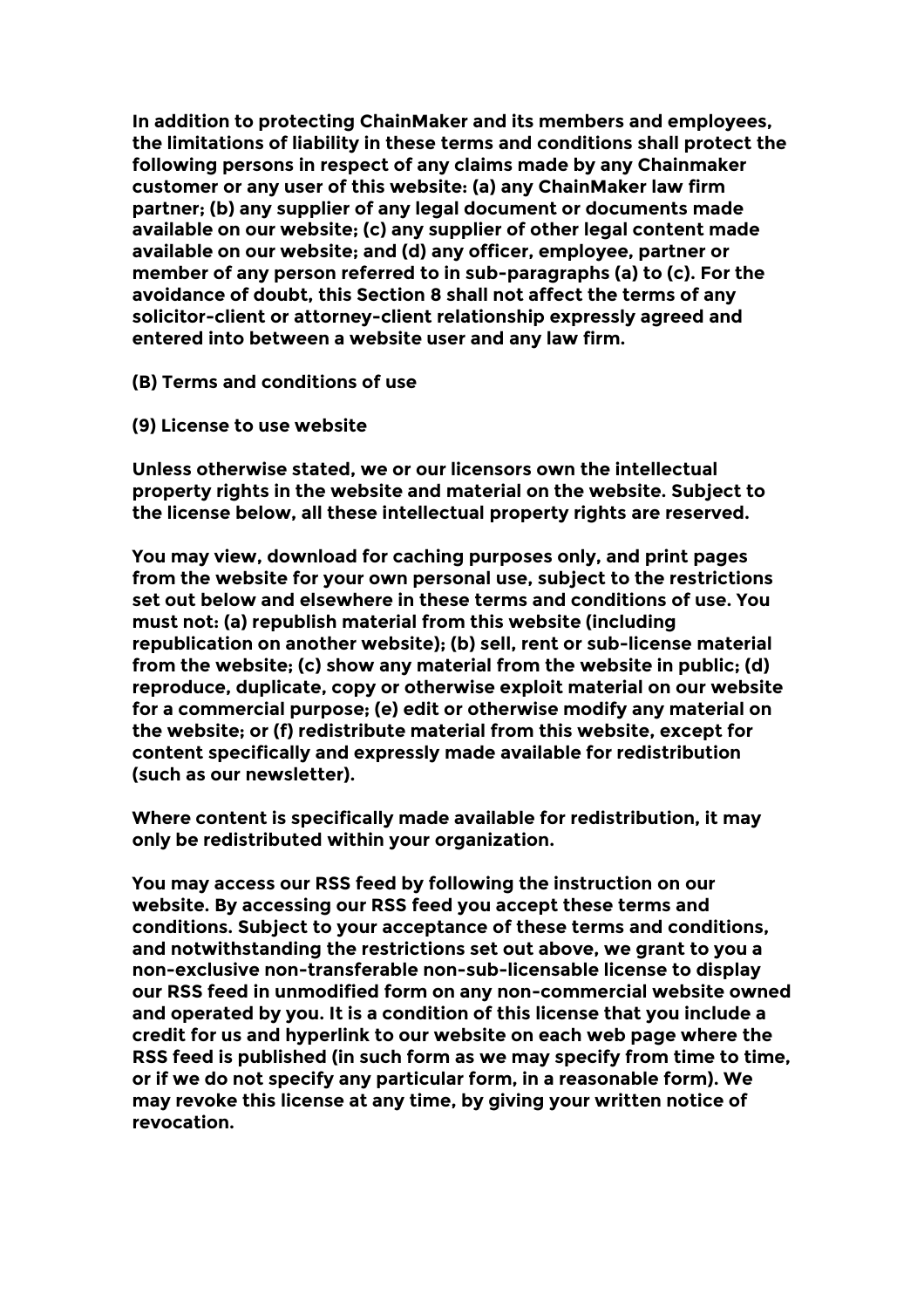**In addition to protecting ChainMaker and its members and employees, the limitations of liability in these terms and conditions shall protect the following persons in respect of any claims made by any Chainmaker customer or any user of this website: (a) any ChainMaker law firm partner; (b) any supplier of any legal document or documents made available on our website; (c) any supplier of other legal content made available on our website; and (d) any officer, employee, partner or member of any person referred to in sub-paragraphs (a) to (c). For the avoidance of doubt, this Section 8 shall not affect the terms of any solicitor-client or attorney-client relationship expressly agreed and entered into between a website user and any law firm.**

## (B) Terms and conditions of use

### (9) License to use website

**Unless otherwise stated, we or our licensors own the intellectual property rights in the website and material on the website. Subject to the license below, all these intellectual property rights are reserved.**

**You may view, download for caching purposes only, and print pages from the website for your own personal use, subject to the restrictions set out below and elsewhere in these terms and conditions of use. You must not: (a) republish material from this website (including republication on another website); (b) sell, rent or sub-license material from the website; (c) show any material from the website in public; (d) reproduce, duplicate, copy or otherwise exploit material on our website for a commercial purpose; (e) edit or otherwise modify any material on the website; or (f) redistribute material from this website, except for content specifically and expressly made available for redistribution (such as our newsletter).**

**Where content is specifically made available for redistribution, it may only be redistributed within your organization.**

**You may access our RSS feed by following the instruction on our website. By accessing our RSS feed you accept these terms and conditions. Subject to your acceptance of these terms and conditions, and notwithstanding the restrictions set out above, we grant to you a non-exclusive non-transferable non-sub-licensable license to display our RSS feed in unmodified form on any non-commercial website owned and operated by you. It is a condition of this license that you include a credit for us and hyperlink to our website on each web page where the RSS feed is published (in such form as we may specify from time to time, or if we do not specify any particular form, in a reasonable form). We may revoke this license at any time, by giving your written notice of revocation.**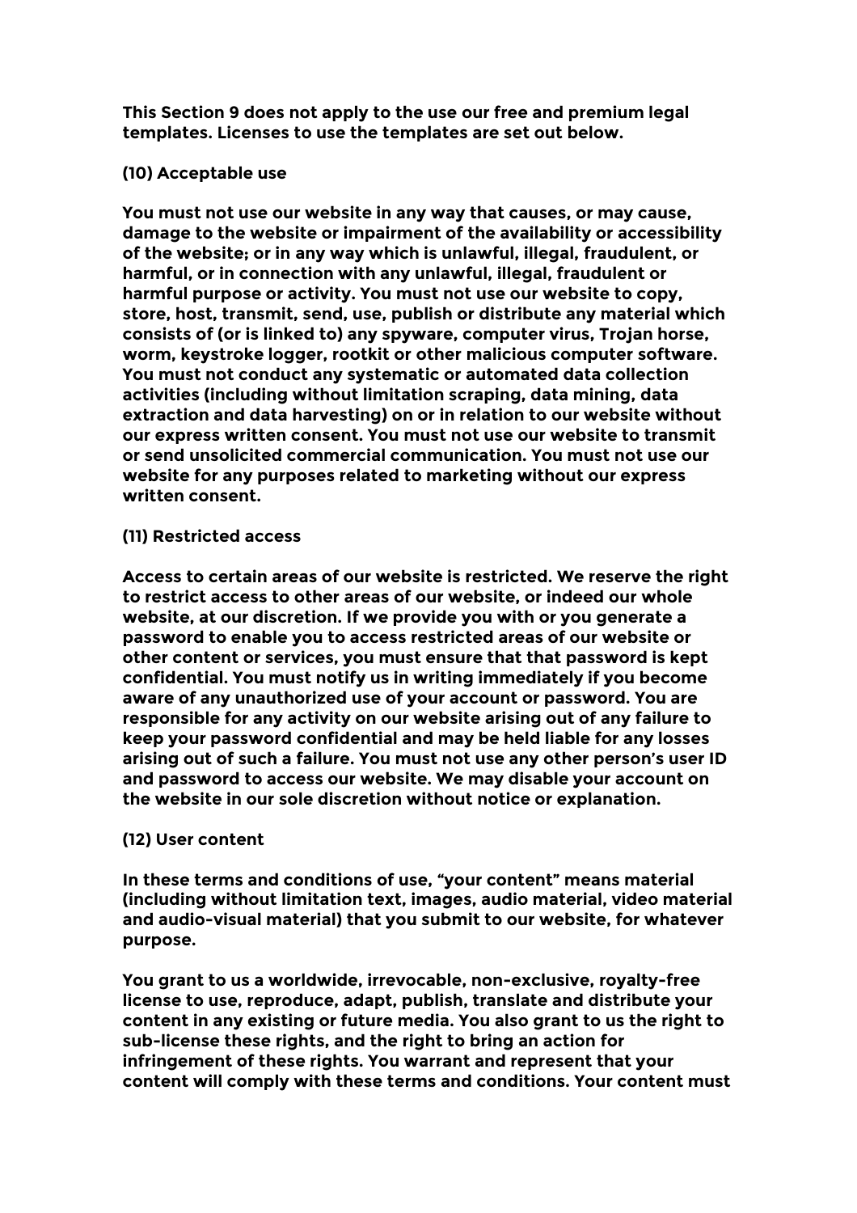**This Section 9 does not apply to the use our free and premium legal templates. Licenses to use the templates are set out below.**

## (10) Acceptable use

**You must not use our website in any way that causes, or may cause, damage to the website or impairment of the availability or accessibility of the website; or in any way which is unlawful, illegal, fraudulent, or harmful, or in connection with any unlawful, illegal, fraudulent or harmful purpose or activity. You must not use our website to copy, store, host, transmit, send, use, publish or distribute any material which consists of (or is linked to) any spyware, computer virus, Trojan horse, worm, keystroke logger, rootkit or other malicious computer software. You must not conduct any systematic or automated data collection activities (including without limitation scraping, data mining, data extraction and data harvesting) on or in relation to our website without our express written consent. You must not use our website to transmit or send unsolicited commercial communication. You must not use our website for any purposes related to marketing without our express written consent.**

## (11) Restricted access

**Access to certain areas of our website is restricted. We reserve the right to restrict access to other areas of our website, or indeed our whole website, at our discretion. If we provide you with or you generate a password to enable you to access restricted areas of our website or other content or services, you must ensure that that password is kept confidential. You must notify us in writing immediately if you become aware of any unauthorized use of your account or password. You are responsible for any activity on our website arising out of any failure to keep your password confidential and may be held liable for any losses arising out of such a failure. You must not use any other person's user ID and password to access our website. We may disable your account on the website in our sole discretion without notice or explanation.**

## (12) User content

**In these terms and conditions of use, "your content" means material (including without limitation text, images, audio material, video material and audio-visual material) that you submit to our website, for whatever purpose.**

**You grant to us a worldwide, irrevocable, non-exclusive, royalty-free license to use, reproduce, adapt, publish, translate and distribute your content in any existing or future media. You also grant to us the right to sub-license these rights, and the right to bring an action for infringement of these rights. You warrant and represent that your content will comply with these terms and conditions. Your content must**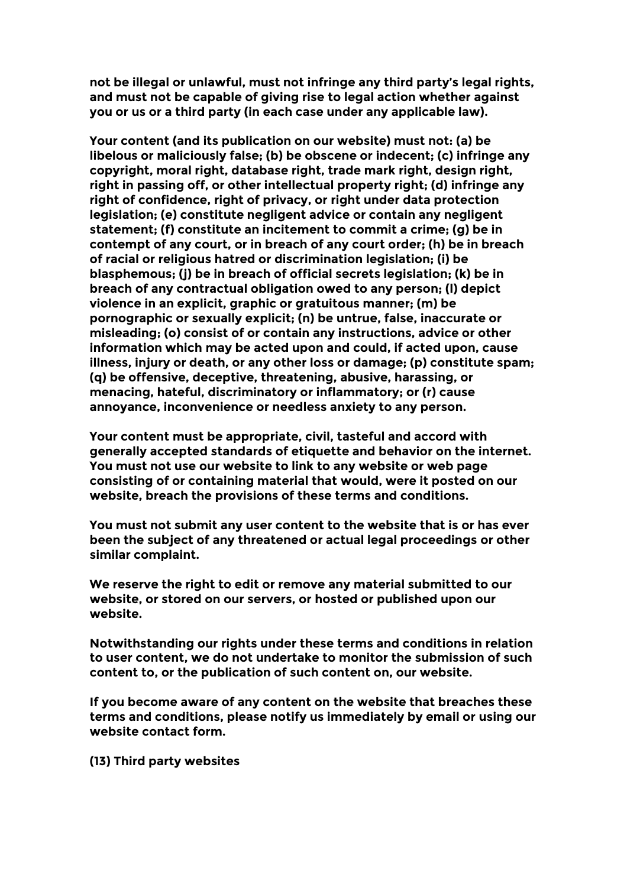not be illegal or unlawful, must not infringe any third party's legal rights, and must not be capable of giving rise to legal action whether against you or us or a third party (in each case under any applicable law).

Your content (and its publication on our website) must not: (a) be libelous or maliciously false; (b) be obscene or indecent; (c) infringe any copyright, moral right, database right, trade mark right, design right, right in passing off, or other intellectual property right; (d) infringe any right of confidence, right of privacy, or right under data protection legislation; (e) constitute negligent advice or contain any negligent statement; (f) constitute an incitement to commit a crime; (g) be in contempt of any court, or in breach of any court order; (h) be in breach of racial or religious hatred or discrimination legislation; (i) be blasphemous; (j) be in breach of official secrets legislation; (k) be in breach of any contractual obligation owed to any person; (l) depict violence in an explicit, graphic or gratuitous manner; (m) be pornographic or sexually explicit; (n) be untrue, false, inaccurate or misleading; (o) consist of or contain any instructions, advice or other information which may be acted upon and could, if acted upon, cause illness, injury or death, or any other loss or damage; (p) constitute spam; (q) be offensive, deceptive, threatening, abusive, harassing, or menacing, hateful, discriminatory or inflammatory; or (r) cause annoyance, inconvenience or needless anxiety to any person.

Your content must be appropriate, civil, tasteful and accord with generally accepted standards of etiquette and behavior on the internet. You must not use our website to link to any website or web page consisting of or containing material that would, were it posted on our website, breach the provisions of these terms and conditions.

You must not submit any user content to the website that is or has ever been the subject of any threatened or actual legal proceedings or other similar complaint.

We reserve the right to edit or remove any material submitted to our website, or stored on our servers, or hosted or published upon our website.

Notwithstanding our rights under these terms and conditions in relation to user content, we do not undertake to monitor the submission of such content to, or the publication of such content on, our website.

If you become aware of any content on the website that breaches these terms and conditions, please notify us immediately by email or using our website contact form.

**(13) Third party websites**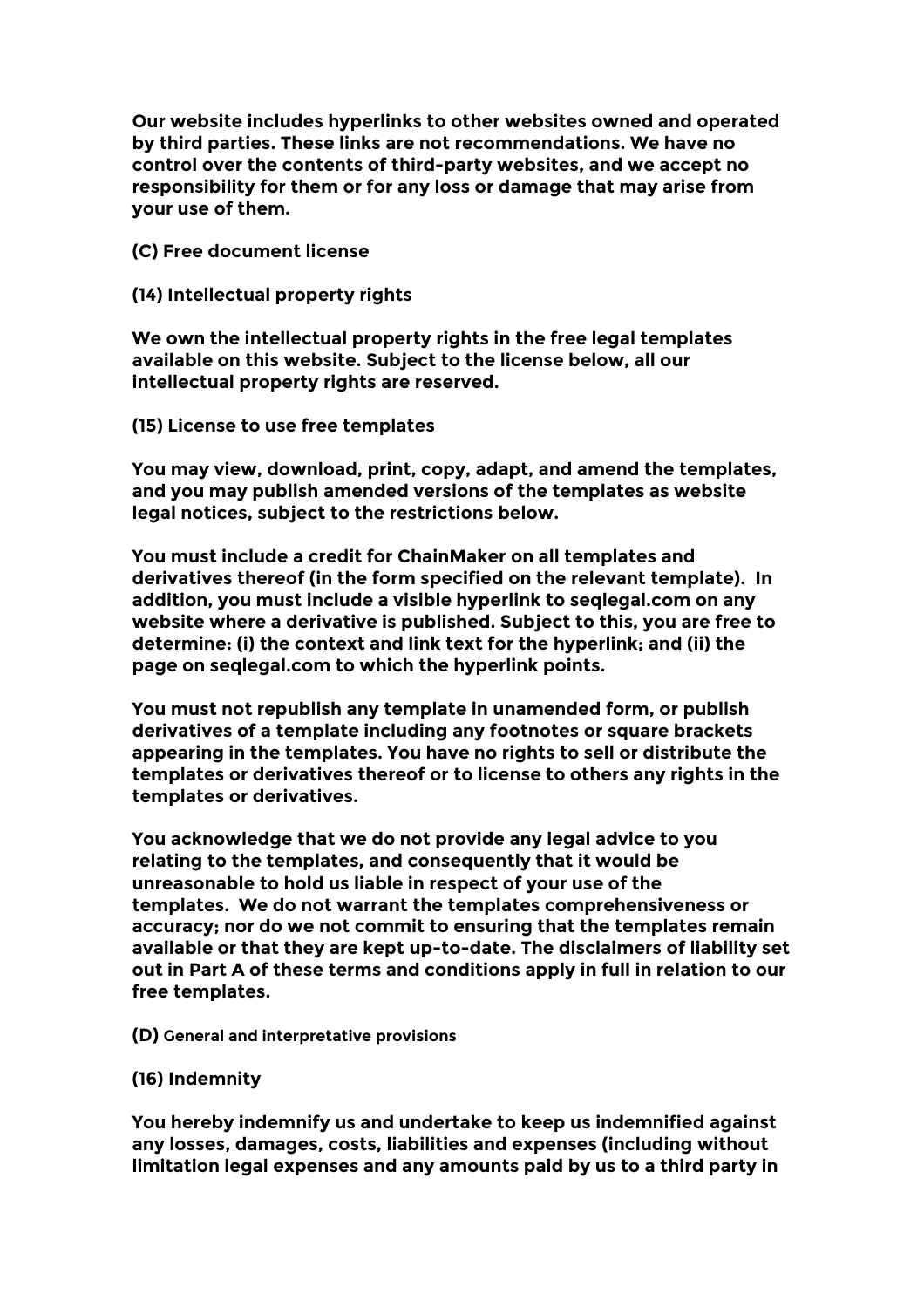**Our website includes hyperlinks to other websites owned and operated by third parties. These links are not recommendations. We have no control over the contents of third-party websites, and we accept no responsibility for them or for any loss or damage that may arise from your use of them.**

## (C) Free document license

### (14) Intellectual property rights

**We own the intellectual property rights in the free legal templates available on this website. Subject to the license below, all our intellectual property rights are reserved.**

### (15) License to use free templates

**You may view, download, print, copy, adapt, and amend the templates, and you may publish amended versions of the templates as website legal notices, subject to the restrictions below.**

**You must include a credit for ChainMaker on all templates and derivatives thereof (in the form specified on the relevant template). In addition, you must include a visible hyperlink to seqlegal.com on any website where a derivative is published. Subject to this, you are free to determine: (i) the context and link text for the hyperlink; and (ii) the page on seqlegal.com to which the hyperlink points.**

**You must not republish any template in unamended form, or publish derivatives of a template including any footnotes or square brackets appearing in the templates. You have no rights to sell or distribute the templates or derivatives thereof or to license to others any rights in the templates or derivatives.**

**You acknowledge that we do not provide any legal advice to you relating to the templates, and consequently that it would be unreasonable to hold us liable in respect of your use of the templates. We do not warrant the templates comprehensiveness or accuracy; nor do we not commit to ensuring that the templates remain available or that they are kept up-to-date. The disclaimers of liability set out in Part A of these terms and conditions apply in full in relation to our free templates.**

## (D) General and interpretative provisions

### (16) Indemnity

**You hereby indemnify us and undertake to keep us indemnified against any losses, damages, costs, liabilities and expenses (including without limitation legal expenses and any amounts paid by us to a third party in**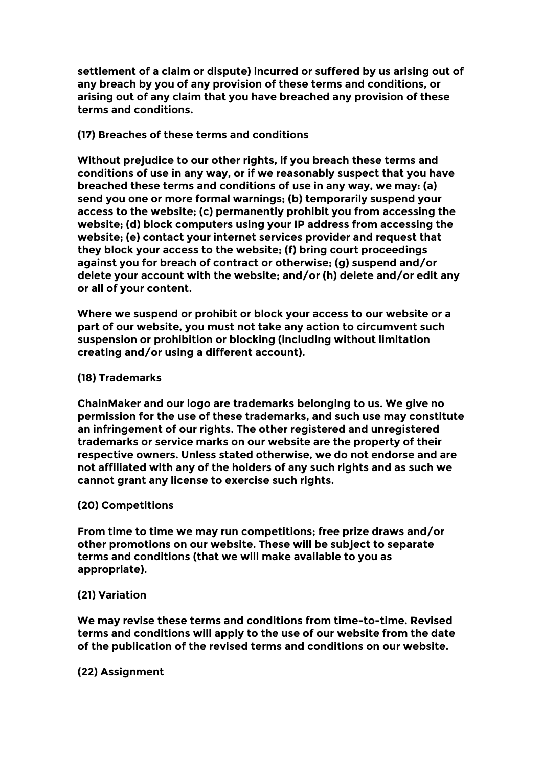**settlement of a claim or dispute) incurred or suffered by us arising out of any breach by you of any provision of these terms and conditions, or arising out of any claim that you have breached any provision of these terms and conditions.**

**(17) Breaches of these terms and conditions**

**Without prejudice to our other rights, if you breach these terms and conditions of use in any way, or if we reasonably suspect that you have breached these terms and conditions of use in any way, we may: (a) send you one or more formal warnings; (b) temporarily suspend your access to the website; (c) permanently prohibit you from accessing the website; (d) block computers using your IP address from accessing the website; (e) contact your internet services provider and request that they block your access to the website; (f) bring court proceedings against you for breach of contract or otherwise; (g) suspend and/or delete your account with the website; and/or (h) delete and/or edit any or all of your content.**

**Where we suspend or prohibit or block your access to our website or a part of our website, you must not take any action to circumvent such suspension or prohibition or blocking (including without limitation creating and/or using a different account).**

**(18) Trademarks**

**ChainMaker and our logo are trademarks belonging to us. We give no permission for the use of these trademarks, and such use may constitute an infringement of our rights. The other registered and unregistered trademarks or service marks on our website are the property of their respective owners. Unless stated otherwise, we do not endorse and are not affiliated with any of the holders of any such rights and as such we cannot grant any license to exercise such rights.**

**(20) Competitions**

**From time to time we may run competitions; free prize draws and/or other promotions on our website. These will be subject to separate terms and conditions (that we will make available to you as appropriate).**

**(21) Variation**

**We may revise these terms and conditions from time-to-time. Revised terms and conditions will apply to the use of our website from the date of the publication of the revised terms and conditions on our website.**

**(22) Assignment**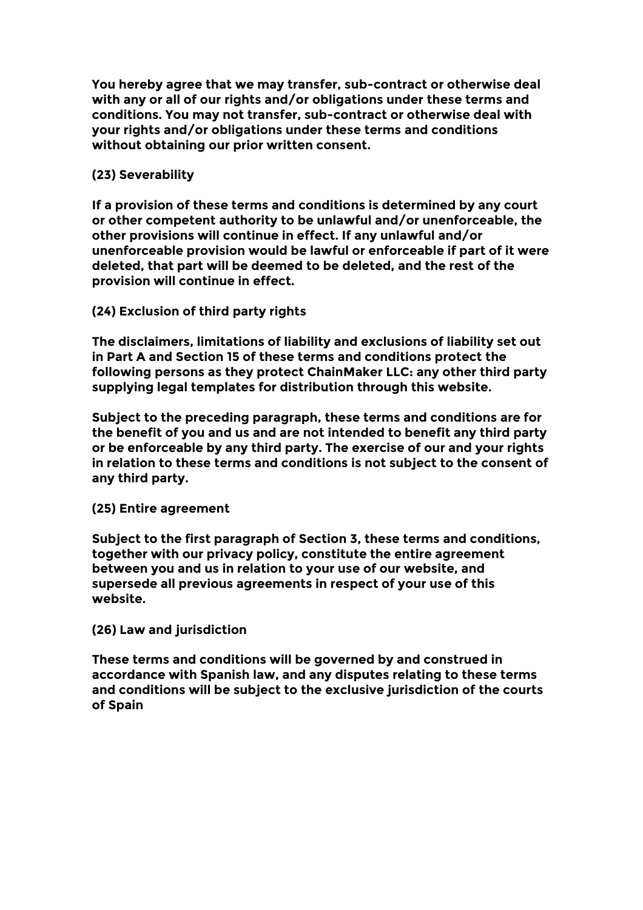**You hereby agree that we may transfer, sub-contract or otherwise deal with any or all of our rights and/or obligations under these terms and conditions. You may not transfer, sub-contract or otherwise deal with your rights and/or obligations under these terms and conditions without obtaining our prior written consent.**

**(23) Severability**

**If a provision of these terms and conditions is determined by any court or other competent authority to be unlawful and/or unenforceable, the other provisions will continue in effect. If any unlawful and/or unenforceable provision would be lawful or enforceable if part of it were deleted, that part will be deemed to be deleted, and the rest of the provision will continue in effect.**

**(24) Exclusion of third party rights**

**The disclaimers, limitations of liability and exclusions of liability set out in Part A and Section 15 of these terms and conditions protect the following persons as they protect ChainMaker LLC: any other third party supplying legal templates for distribution through this website.**

**Subject to the preceding paragraph, these terms and conditions are for the benefit of you and us and are not intended to benefit any third party or be enforceable by any third party. The exercise of our and your rights in relation to these terms and conditions is not subject to the consent of any third party.**

**(25) Entire agreement**

**Subject to the first paragraph of Section 3, these terms and conditions, together with our privacy policy, constitute the entire agreement between you and us in relation to your use of our website, and supersede all previous agreements in respect of your use of this website.**

**(26) Law and jurisdiction**

**These terms and conditions will be governed by and construed in accordance with Spanish law, and any disputes relating to these terms and conditions will be subject to the exclusive jurisdiction of the courts of Spain**